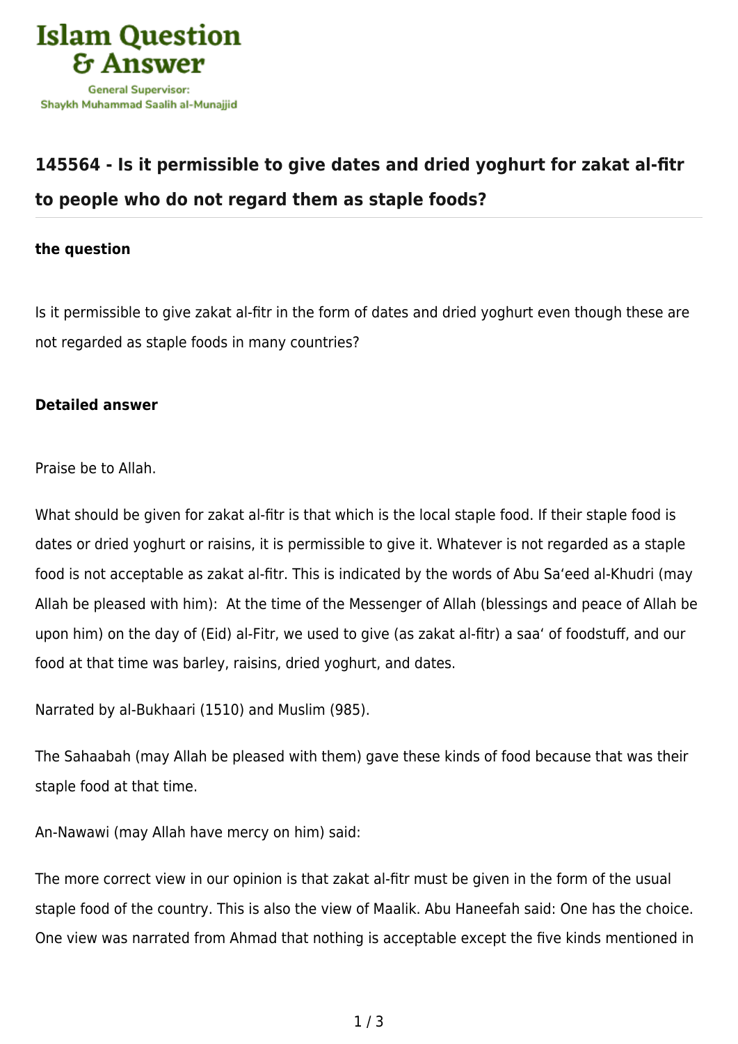Islam Question & Answer

General Supervisor: Shaykh Muhammad Saalih al-Munajjid

## 145564 - Is it permissible to give dates and dried yoghurt for zakat al-fitr to people who do not regard them as staple foods?

**the question**

Is it permissible to give zakat al-fitr in the form of dates and dried yoghurt even though these are not regarded as staple foods in many countries?

**Detailed answer**

Praise be to Allah.

What should be given for zakat al-fitr is that which is the local staple food. If their staple food is dates or dried yoghurt or raisins, it is permissible to give it. Whatever is not regarded as a staple food is not acceptable as zakat al-fitr. This is indicated by the words of Abu Sa'eed al-Khudri (may Allah be pleased with him): At the time of the Messenger of Allah (blessings and peace of Allah be upon him) on the day of (Eid) al-Fitr, we used to give (as zakat al-fitr) a saa' of foodstuff, and our food at that time was barley, raisins, dried yoghurt, and dates.

Narrated by al-Bukhaari (1510) and Muslim (985).

The Sahaabah (may Allah be pleased with them) gave these kinds of food because that was their staple food at that time.

An-Nawawi (may Allah have mercy on him) said:

The more correct view in our opinion is that zakat al-fitr must be given in the form of the usual staple food of the country. This is also the view of Maalik. Abu Haneefah said: One has the choice. One view was narrated from Ahmad that nothing is acceptable except the five kinds mentioned in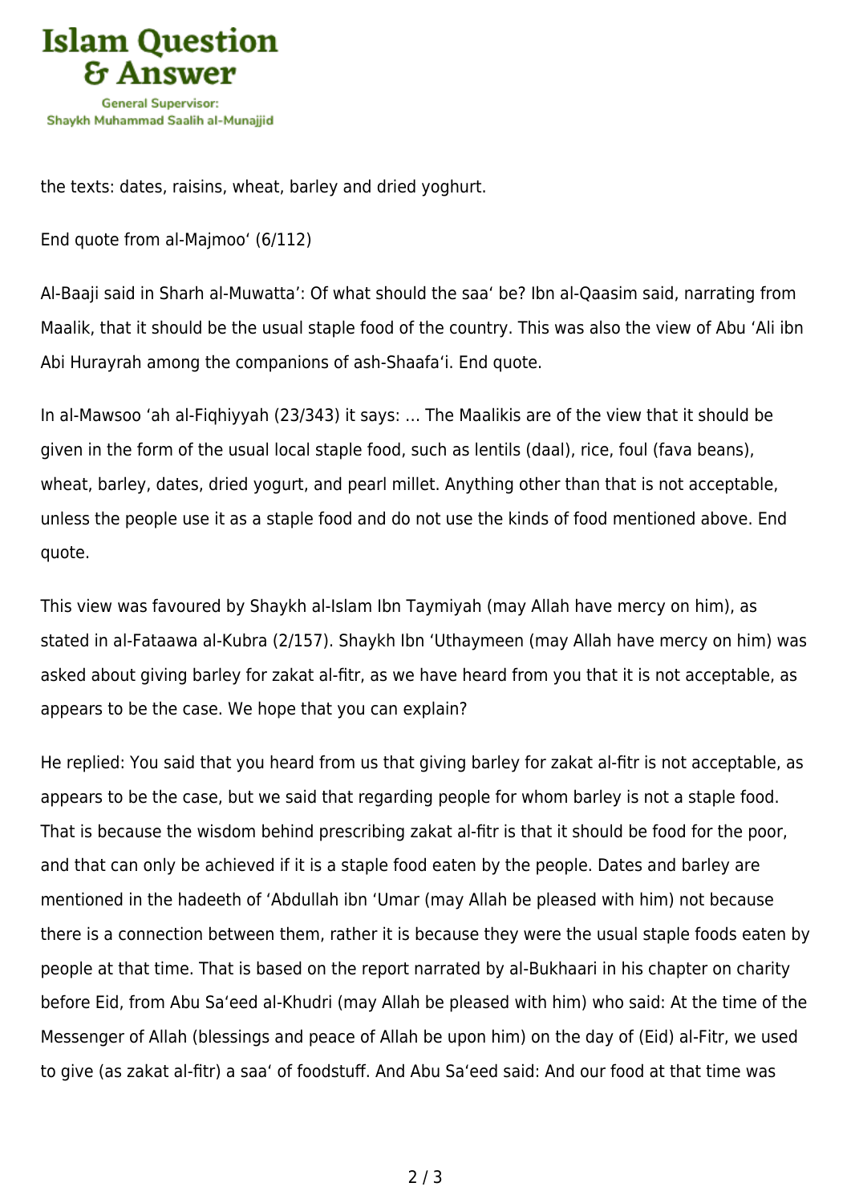the texts: dates, raisins, wheat, barley and dried yoghurt.

End quote from al-Majmoo‘ (6/112)

Al-Baaji said in Sharh al-Muwatta’: Of what should the saa‘ be? Ibn al-Qaasim said, narrating from Maalik, that it should be the usual staple food of the country. This was also the view of Abu ‘Ali ibn Abi Hurayrah among the companions of ash-Shaafa‘i. End quote.

In al-Mawsoo ‘ah al-Fiqhiyyah (23/343) it says: … The Maalikis are of the view that it should be given in the form of the usual local staple food, such as lentils (daal), rice, foul (fava beans), wheat, barley, dates, dried yogurt, and pearl millet. Anything other than that is not acceptable, unless the people use it as a staple food and do not use the kinds of food mentioned above. End quote.

This view was favoured by Shaykh al-Islam Ibn Taymiyah (may Allah have mercy on him), as stated in al-Fataawa al-Kubra (2/157). Shaykh Ibn ‘Uthaymeen (may Allah have mercy on him) was asked about giving barley for zakat al-fitr, as we have heard from you that it is not acceptable, as appears to be the case. We hope that you can explain?

He replied: You said that you heard from us that giving barley for zakat al-fitr is not acceptable, as appears to be the case, but we said that regarding people for whom barley is not a staple food. That is because the wisdom behind prescribing zakat al-fitr is that it should be food for the poor, and that can only be achieved if it is a staple food eaten by the people. Dates and barley are mentioned in the hadeeth of ‘Abdullah ibn ‘Umar (may Allah be pleased with him) not because there is a connection between them, rather it is because they were the usual staple foods eaten by people at that time. That is based on the report narrated by al-Bukhaari in his chapter on charity before Eid, from Abu Sa‘eed al-Khudri (may Allah be pleased with him) who said: At the time of the Messenger of Allah (blessings and peace of Allah be upon him) on the day of (Eid) al-Fitr, we used to give (as zakat al-fitr) a saa‘ of foodstuff. And Abu Sa‘eed said: And our food at that time was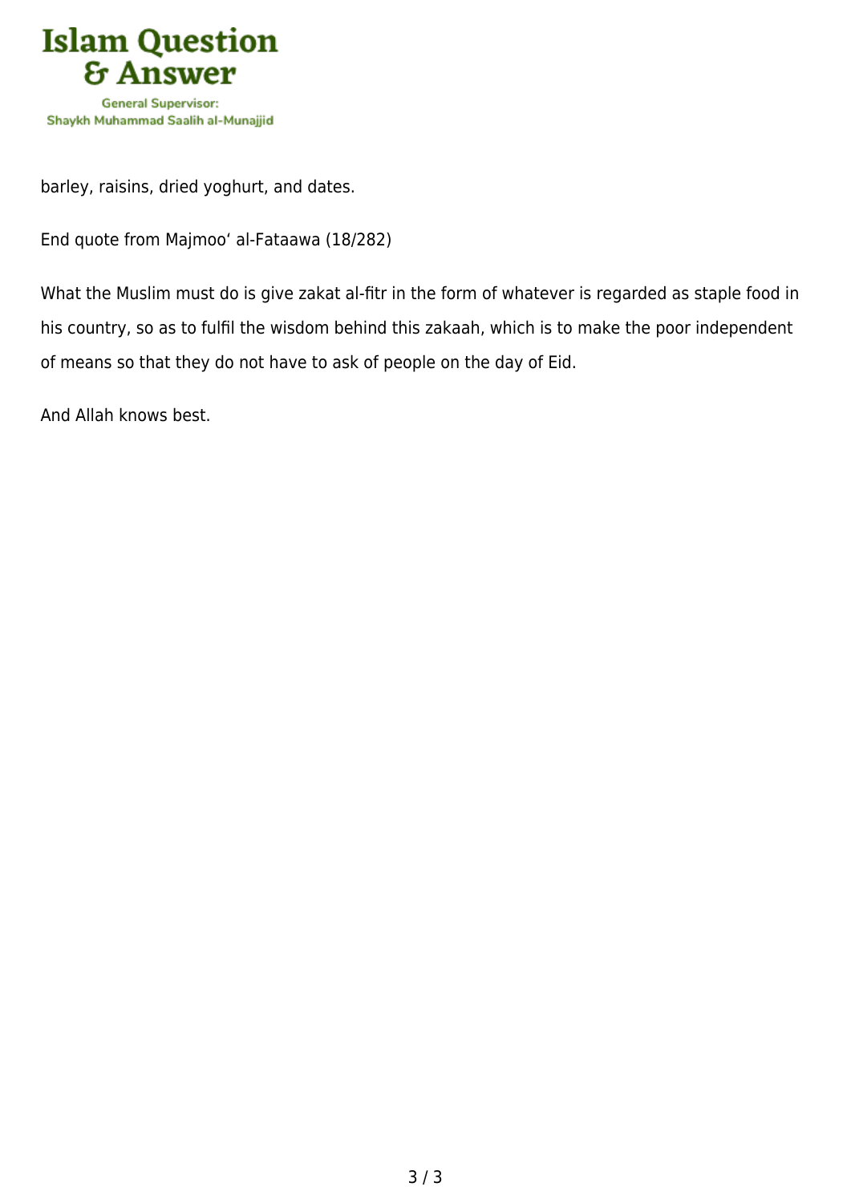barley, raisins, dried yoghurt, and dates.

End quote from Majmoo‘ al-Fataawa (18/282)

What the Muslim must do is give zakat al-fitr in the form of whatever is regarded as staple food in his country, so as to fulfil the wisdom behind this zakaah, which is to make the poor independent of means so that they do not have to ask of people on the day of Eid.

And Allah knows best.